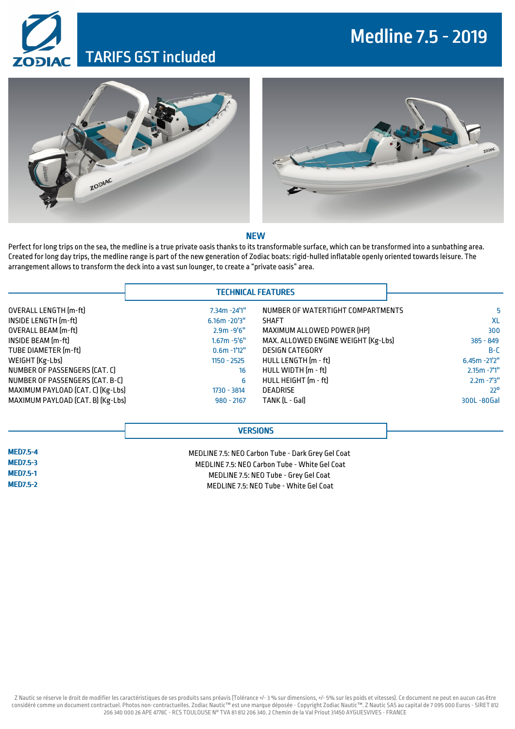# Medline 7.5 - 2019

## TARIFS GST included

### NEW

Perfect for long trips on the sea, the medline is a true private oasis thanks to its transformable surface, which can be transformed into a sunbathing area. Created for long day trips, the medline range is part of the new generation of Zodiac boats: rigid-hulled inflatable openly oriented towards leisure. The arrangement allows to transform the deck into a vast sun lounger, to create a "private oasis" area.

### TECHNICAL FEATURES

| | | | |
|---|---|---|---|
| OVERALL LENGTH (m-ft) | 7.34m -24'1" | NUMBER OF WATERTIGHT COMPARTMENTS | 5 |
| INSIDE LENGTH (m-ft) | 6.16m -20'3" | SHAFT | XL |
| OVERALL BEAM (m-ft) | 2.9m -9'6" | MAXIMUM ALLOWED POWER (HP) | 300 |
| INSIDE BEAM (m-ft) | 1.67m -5'6" | MAX. ALLOWED ENGINE WEIGHT (Kg-Lbs) | 385 - 849 |
| TUBE DIAMETER (m-ft) | 0.6m -1'12" | DESIGN CATEGORY | B-C |
| WEIGHT (Kg-Lbs) | 1150 - 2525 | HULL LENGTH (m - ft) | 6.45m -21'2" |
| NUMBER OF PASSENGERS (CAT. C) | 16 | HULL WIDTH (m - ft) | 2.15m -7'1" |
| NUMBER OF PASSENGERS (CAT. B-C) | 6 | HULL HEIGHT (m - ft) | 2.2m -7'3" |
| MAXIMUM PAYLOAD (CAT. C) (Kg-Lbs) | 1730 - 3814 | DEADRISE | 22° |
| MAXIMUM PAYLOAD (CAT. B) (Kg-Lbs) | 980 - 2167 | TANK (L - Gal) | 300L -80Gal |

### VERSIONS

| | |
|---|---|
| **MED7.5-4** | MEDLINE 7.5: NEO Carbon Tube - Dark Grey Gel Coat |
| **MED7.5-3** | MEDLINE 7.5: NEO Carbon Tube - White Gel Coat |
| **MED7.5-1** | MEDLINE 7.5: NEO Tube - Grey Gel Coat |
| **MED7.5-2** | MEDLINE 7.5: NEO Tube - White Gel Coat |

Z Nautic se réserve le droit de modifier les caractéristiques de ses produits sans préavis (Tolérance +/- 3 % sur dimensions, +/- 5% sur les poids et vitesses). Ce document ne peut en aucun cas être considéré comme un document contractuel. Photos non-contractuelles. Zodiac Nautic™ est une marque déposée - Copyright Zodiac Nautic™. Z Nautic SAS au capital de 7 095 000 Euros - SIRET 812 206 340 000 26 APE 4778C - RCS TOULOUSE N° TVA 81 812 206 340. 2 Chemin de la Val Priout 31450 AYGUESVIVES - FRANCE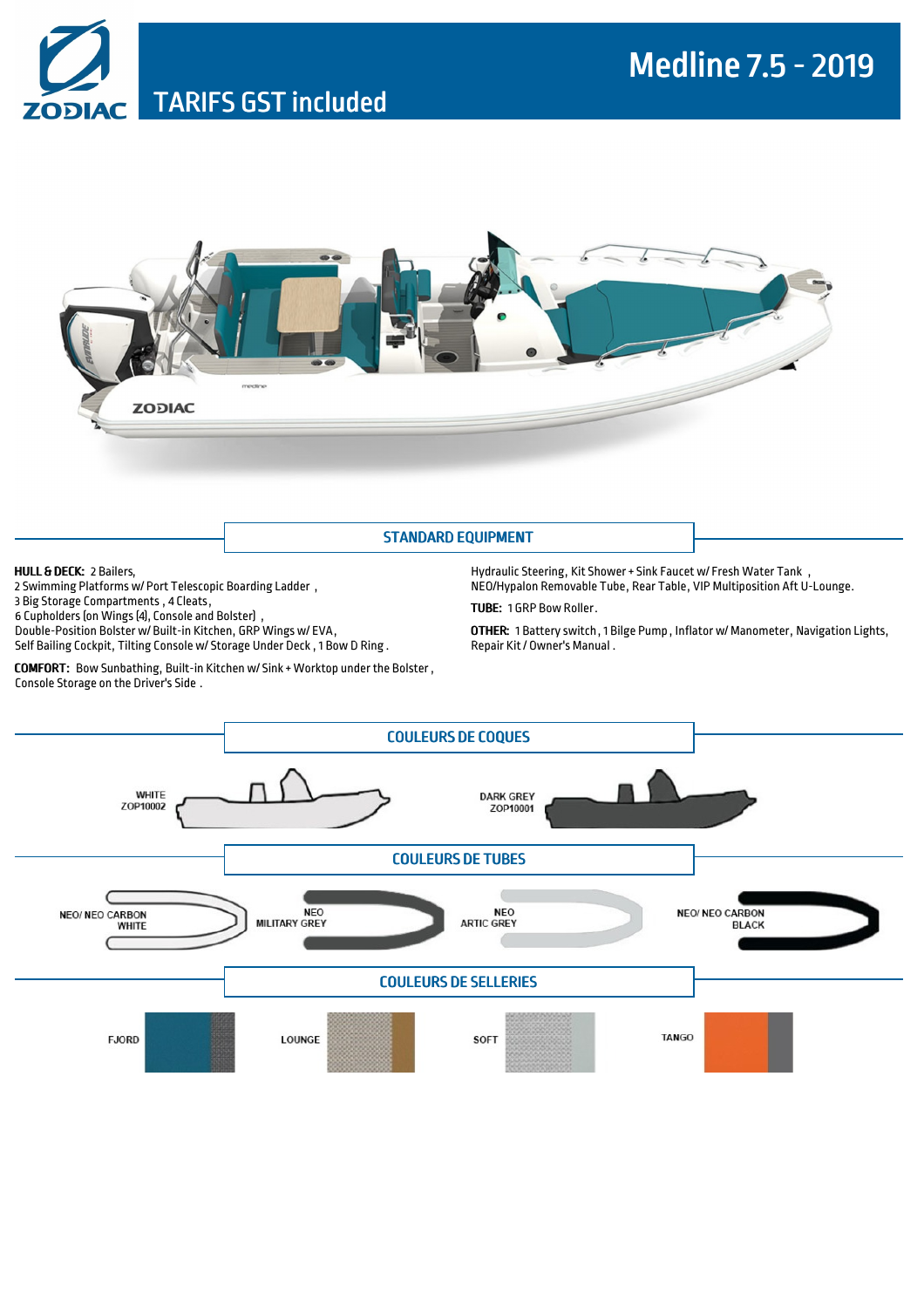# Medline 7.5 - 2019

## TARIFS GST included

## STANDARD EQUIPMENT

**HULL & DECK:** 2 Bailers,
2 Swimming Platforms w/ Port Telescopic Boarding Ladder ,
3 Big Storage Compartments , 4 Cleats ,
6 Cupholders (on Wings (4), Console and Bolster) ,
Double-Position Bolster w/ Built-in Kitchen, GRP Wings w/ EVA,
Self Bailing Cockpit, Tilting Console w/ Storage Under Deck , 1 Bow D Ring .

**COMFORT:** Bow Sunbathing, Built-in Kitchen w/ Sink + Worktop under the Bolster ,
Console Storage on the Driver's Side .

Hydraulic Steering, Kit Shower + Sink Faucet w/ Fresh Water Tank ,
NEO/Hypalon Removable Tube, Rear Table, VIP Multiposition Aft U-Lounge.

**TUBE:** 1 GRP Bow Roller.

**OTHER:** 1 Battery switch , 1 Bilge Pump , Inflator w/ Manometer, Navigation Lights,
Repair Kit / Owner's Manual .

## COULEURS DE COQUES

WHITE
ZOP10002

DARK GREY
ZOP10001

## COULEURS DE TUBES

NEO/ NEO CARBON
WHITE

NEO
MILITARY GREY

NEO
ARTIC GREY

NEO/ NEO CARBON
BLACK

## COULEURS DE SELLERIES

FJORD

LOUNGE

SOFT

TANGO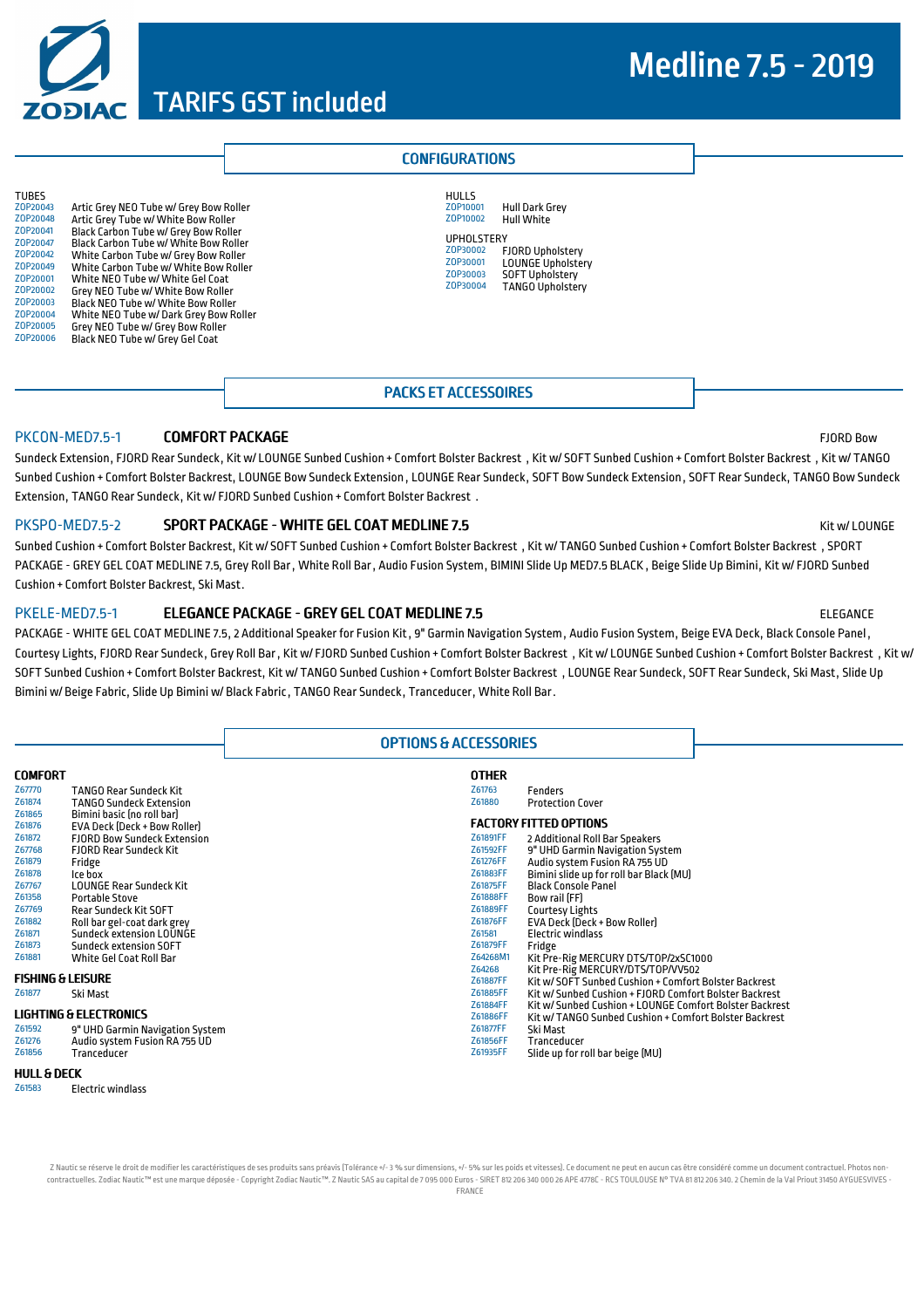# ZODIAC TARIFS GST included

# Medline 7.5 - 2019

## CONFIGURATIONS

**TUBES**

| | |
|---|---|
| ZOP20043 | Artic Grey NEO Tube w/ Grey Bow Roller |
| ZOP20048 | Artic Grey Tube w/ White Bow Roller |
| ZOP20041 | Black Carbon Tube w/ Grey Bow Roller |
| ZOP20047 | Black Carbon Tube w/ White Bow Roller |
| ZOP20042 | White Carbon Tube w/ Grey Bow Roller |
| ZOP20049 | White Carbon Tube w/ White Bow Roller |
| ZOP20001 | White NEO Tube w/ White Gel Coat |
| ZOP20002 | Grey NEO Tube w/ White Bow Roller |
| ZOP20003 | Black NEO Tube w/ White Bow Roller |
| ZOP20004 | White NEO Tube w/ Dark Grey Bow Roller |
| ZOP20005 | Grey NEO Tube w/ Grey Bow Roller |
| ZOP20006 | Black NEO Tube w/ Grey Gel Coat |

**HULLS**

| | |
|---|---|
| ZOP10001 | Hull Dark Grey |
| ZOP10002 | Hull White |

**UPHOLSTERY**

| | |
|---|---|
| ZOP30002 | FJORD Upholstery |
| ZOP30001 | LOUNGE Upholstery |
| ZOP30003 | SOFT Upholstery |
| ZOP30004 | TANGO Upholstery |

## PACKS ET ACCESSOIRES

### PKCON-MED7.5-1 COMFORT PACKAGE

FJORD Bow Sundeck Extension, FJORD Rear Sundeck, Kit w/ LOUNGE Sunbed Cushion + Comfort Bolster Backrest , Kit w/ SOFT Sunbed Cushion + Comfort Bolster Backrest , Kit w/ TANGO Sunbed Cushion + Comfort Bolster Backrest, LOUNGE Bow Sundeck Extension, LOUNGE Rear Sundeck, SOFT Bow Sundeck Extension, SOFT Rear Sundeck, TANGO Bow Sundeck Extension, TANGO Rear Sundeck, Kit w/ FJORD Sunbed Cushion + Comfort Bolster Backrest .

### PKSPO-MED7.5-2 SPORT PACKAGE - WHITE GEL COAT MEDLINE 7.5

Kit w/ LOUNGE Sunbed Cushion + Comfort Bolster Backrest, Kit w/ SOFT Sunbed Cushion + Comfort Bolster Backrest , Kit w/ TANGO Sunbed Cushion + Comfort Bolster Backrest , SPORT PACKAGE - GREY GEL COAT MEDLINE 7.5, Grey Roll Bar, White Roll Bar, Audio Fusion System, BIMINI Slide Up MED7.5 BLACK, Beige Slide Up Bimini, Kit w/ FJORD Sunbed Cushion + Comfort Bolster Backrest, Ski Mast.

### PKELE-MED7.5-1 ELEGANCE PACKAGE - GREY GEL COAT MEDLINE 7.5

ELEGANCE PACKAGE - WHITE GEL COAT MEDLINE 7.5, 2 Additional Speaker for Fusion Kit, 9" Garmin Navigation System, Audio Fusion System, Beige EVA Deck, Black Console Panel, Courtesy Lights, FJORD Rear Sundeck, Grey Roll Bar, Kit w/ FJORD Sunbed Cushion + Comfort Bolster Backrest , Kit w/ LOUNGE Sunbed Cushion + Comfort Bolster Backrest , Kit w/ SOFT Sunbed Cushion + Comfort Bolster Backrest, Kit w/ TANGO Sunbed Cushion + Comfort Bolster Backrest , LOUNGE Rear Sundeck, SOFT Rear Sundeck, Ski Mast, Slide Up Bimini w/ Beige Fabric, Slide Up Bimini w/ Black Fabric, TANGO Rear Sundeck, Tranceducer, White Roll Bar.

## OPTIONS & ACCESSOIRES

**COMFORT**

| | |
|---|---|
| Z67770 | TANGO Rear Sundeck Kit |
| Z61874 | TANGO Sundeck Extension |
| Z61865 | Bimini basic (no roll bar) |
| Z61876 | EVA Deck (Deck + Bow Roller) |
| Z61872 | FJORD Bow Sundeck Extension |
| Z67768 | FJORD Rear Sundeck Kit |
| Z61879 | Fridge |
| Z61878 | Ice box |
| Z67767 | LOUNGE Rear Sundeck Kit |
| Z61358 | Portable Stove |
| Z67769 | Rear Sundeck Kit SOFT |
| Z61882 | Roll bar gel-coat dark grey |
| Z61871 | Sundeck extension LOUNGE |
| Z61873 | Sundeck extension SOFT |
| Z61881 | White Gel Coat Roll Bar |

**FISHING & LEISURE**

| | |
|---|---|
| Z61877 | Ski Mast |

**LIGHTING & ELECTRONICS**

| | |
|---|---|
| Z61592 | 9" UHD Garmin Navigation System |
| Z61276 | Audio system Fusion RA 755 UD |
| Z61856 | Tranceducer |

**HULL & DECK**

| | |
|---|---|
| Z61583 | Electric windlass |

**OTHER**

| | |
|---|---|
| Z61763 | Fenders |
| Z61880 | Protection Cover |

**FACTORY FITTED OPTIONS**

| | |
|---|---|
| Z61891FF | 2 Additional Roll Bar Speakers |
| Z61592FF | 9" UHD Garmin Navigation System |
| Z61276FF | Audio system Fusion RA 755 UD |
| Z61883FF | Bimini slide up for roll bar Black (MU) |
| Z61875FF | Black Console Panel |
| Z61888FF | Bow rail (FF) |
| Z61889FF | Courtesy Lights |
| Z61876FF | EVA Deck (Deck + Bow Roller) |
| Z61581 | Electric windlass |
| Z61879FF | Fridge |
| Z64268M1 | Kit Pre-Rig MERCURY DTS/TOP/2xSC1000 |
| Z64268 | Kit Pre-Rig MERCURY/DTS/TOP/VV502 |
| Z61887FF | Kit w/ SOFT Sunbed Cushion + Comfort Bolster Backrest |
| Z61885FF | Kit w/ Sunbed Cushion + FJORD Comfort Bolster Backrest |
| Z61884FF | Kit w/ Sunbed Cushion + LOUNGE Comfort Bolster Backrest |
| Z61886FF | Kit w/ TANGO Sunbed Cushion + Comfort Bolster Backrest |
| Z61877FF | Ski Mast |
| Z61856FF | Tranceducer |
| Z61935FF | Slide up for roll bar beige (MU) |

Z Nautic se réserve le droit de modifier les caractéristiques de ses produits sans préavis (Tolérance +/- 3 % sur dimensions, +/- 5% sur les poids et vitesses). Ce document ne peut en aucun cas être considéré comme un document contractuel. Photos non-contractuelles. Zodiac Nautic™ est une marque déposée - Copyright Zodiac Nautic™. Z Nautic SAS au capital de 7 095 000 Euros - SIRET 812 206 340 000 26 APE 4778C - RCS TOULOUSE N° TVA 81 812 206 340. 2 Chemin de la Val Priout 31450 AYGUESVIVES - FRANCE